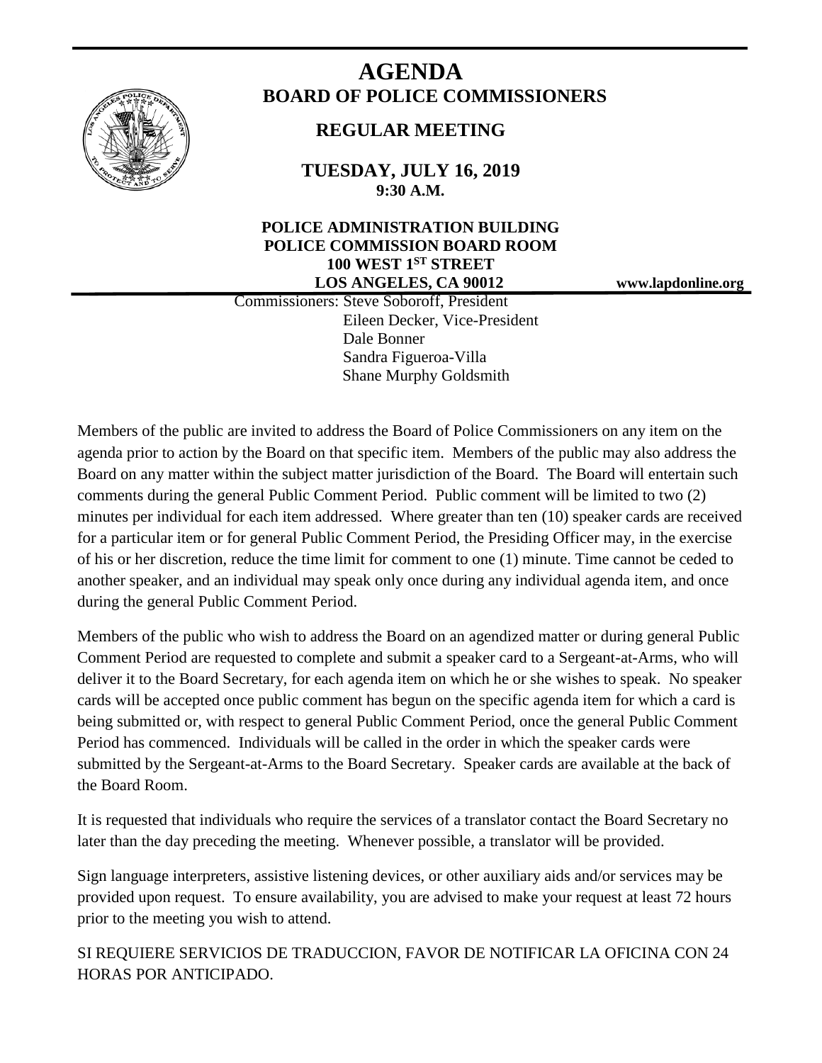# AGENDA

## BOARD OF POLICE COMMISSIONERS

### REGULAR MEETING

**TUESDAY, JULY 16, 2019**
**9:30 A.M.**

**POLICE ADMINISTRATION BUILDING**
**POLICE COMMISSION BOARD ROOM**
**100 WEST 1ST STREET**
**LOS ANGELES, CA 90012**

**www.lapdonline.org**

Commissioners: Steve Soboroff, President
Eileen Decker, Vice-President
Dale Bonner
Sandra Figueroa-Villa
Shane Murphy Goldsmith

Members of the public are invited to address the Board of Police Commissioners on any item on the agenda prior to action by the Board on that specific item. Members of the public may also address the Board on any matter within the subject matter jurisdiction of the Board. The Board will entertain such comments during the general Public Comment Period. Public comment will be limited to two (2) minutes per individual for each item addressed. Where greater than ten (10) speaker cards are received for a particular item or for general Public Comment Period, the Presiding Officer may, in the exercise of his or her discretion, reduce the time limit for comment to one (1) minute. Time cannot be ceded to another speaker, and an individual may speak only once during any individual agenda item, and once during the general Public Comment Period.

Members of the public who wish to address the Board on an agendized matter or during general Public Comment Period are requested to complete and submit a speaker card to a Sergeant-at-Arms, who will deliver it to the Board Secretary, for each agenda item on which he or she wishes to speak. No speaker cards will be accepted once public comment has begun on the specific agenda item for which a card is being submitted or, with respect to general Public Comment Period, once the general Public Comment Period has commenced. Individuals will be called in the order in which the speaker cards were submitted by the Sergeant-at-Arms to the Board Secretary. Speaker cards are available at the back of the Board Room.

It is requested that individuals who require the services of a translator contact the Board Secretary no later than the day preceding the meeting. Whenever possible, a translator will be provided.

Sign language interpreters, assistive listening devices, or other auxiliary aids and/or services may be provided upon request. To ensure availability, you are advised to make your request at least 72 hours prior to the meeting you wish to attend.

SI REQUIERE SERVICIOS DE TRADUCCION, FAVOR DE NOTIFICAR LA OFICINA CON 24 HORAS POR ANTICIPADO.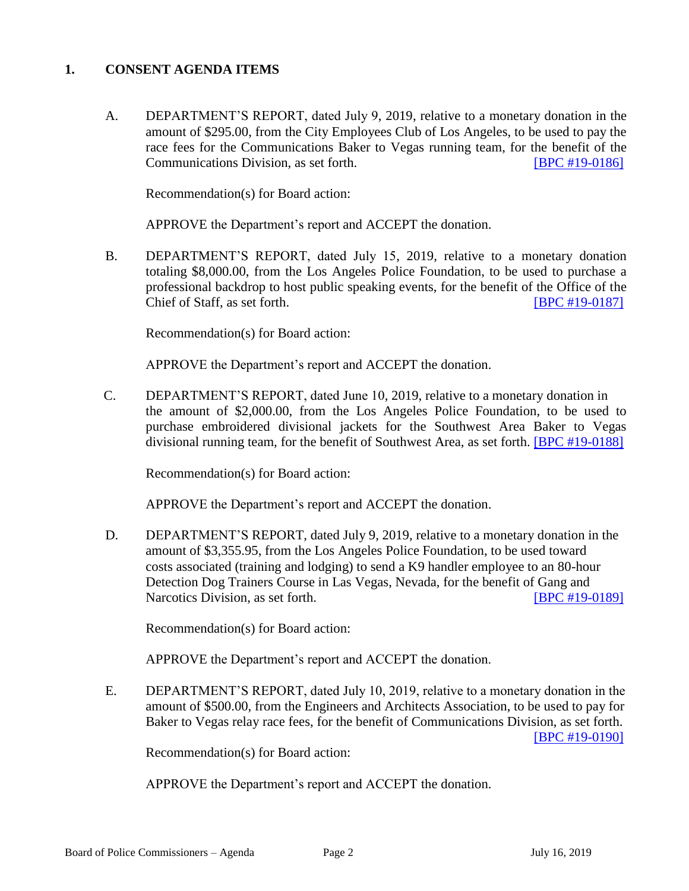## 1. CONSENT AGENDA ITEMS

A. DEPARTMENT'S REPORT, dated July 9, 2019, relative to a monetary donation in the amount of $295.00, from the City Employees Club of Los Angeles, to be used to pay the race fees for the Communications Baker to Vegas running team, for the benefit of the Communications Division, as set forth. [BPC #19-0186]

Recommendation(s) for Board action:

APPROVE the Department's report and ACCEPT the donation.

B. DEPARTMENT'S REPORT, dated July 15, 2019, relative to a monetary donation totaling $8,000.00, from the Los Angeles Police Foundation, to be used to purchase a professional backdrop to host public speaking events, for the benefit of the Office of the Chief of Staff, as set forth. [BPC #19-0187]

Recommendation(s) for Board action:

APPROVE the Department's report and ACCEPT the donation.

C. DEPARTMENT'S REPORT, dated June 10, 2019, relative to a monetary donation in the amount of $2,000.00, from the Los Angeles Police Foundation, to be used to purchase embroidered divisional jackets for the Southwest Area Baker to Vegas divisional running team, for the benefit of Southwest Area, as set forth. [BPC #19-0188]

Recommendation(s) for Board action:

APPROVE the Department's report and ACCEPT the donation.

D. DEPARTMENT'S REPORT, dated July 9, 2019, relative to a monetary donation in the amount of $3,355.95, from the Los Angeles Police Foundation, to be used toward costs associated (training and lodging) to send a K9 handler employee to an 80-hour Detection Dog Trainers Course in Las Vegas, Nevada, for the benefit of Gang and Narcotics Division, as set forth. [BPC #19-0189]

Recommendation(s) for Board action:

APPROVE the Department's report and ACCEPT the donation.

E. DEPARTMENT'S REPORT, dated July 10, 2019, relative to a monetary donation in the amount of $500.00, from the Engineers and Architects Association, to be used to pay for Baker to Vegas relay race fees, for the benefit of Communications Division, as set forth. [BPC #19-0190]

Recommendation(s) for Board action:

APPROVE the Department's report and ACCEPT the donation.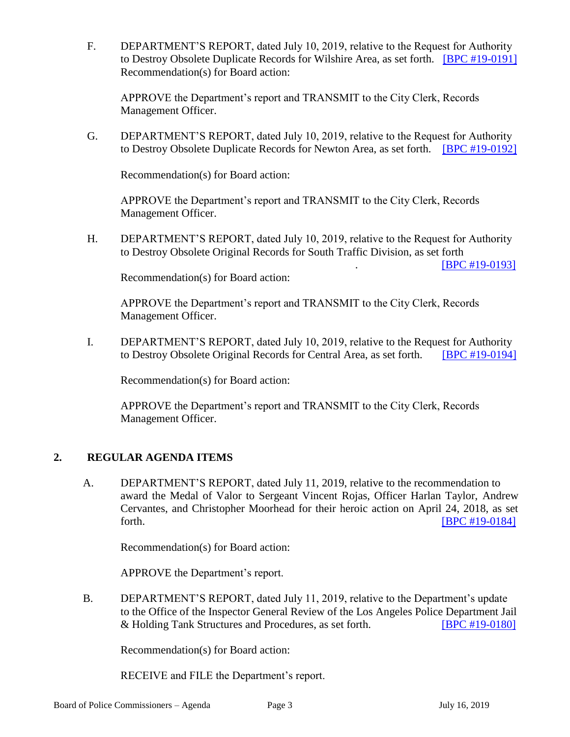F. DEPARTMENT'S REPORT, dated July 10, 2019, relative to the Request for Authority to Destroy Obsolete Duplicate Records for Wilshire Area, as set forth. [BPC #19-0191]
Recommendation(s) for Board action:

APPROVE the Department's report and TRANSMIT to the City Clerk, Records Management Officer.

G. DEPARTMENT'S REPORT, dated July 10, 2019, relative to the Request for Authority to Destroy Obsolete Duplicate Records for Newton Area, as set forth. [BPC #19-0192]

Recommendation(s) for Board action:

APPROVE the Department's report and TRANSMIT to the City Clerk, Records Management Officer.

H. DEPARTMENT'S REPORT, dated July 10, 2019, relative to the Request for Authority to Destroy Obsolete Original Records for South Traffic Division, as set forth . [BPC #19-0193]

Recommendation(s) for Board action:

APPROVE the Department's report and TRANSMIT to the City Clerk, Records Management Officer.

I. DEPARTMENT'S REPORT, dated July 10, 2019, relative to the Request for Authority to Destroy Obsolete Original Records for Central Area, as set forth. [BPC #19-0194]

Recommendation(s) for Board action:

APPROVE the Department's report and TRANSMIT to the City Clerk, Records Management Officer.

## 2. REGULAR AGENDA ITEMS

A. DEPARTMENT'S REPORT, dated July 11, 2019, relative to the recommendation to award the Medal of Valor to Sergeant Vincent Rojas, Officer Harlan Taylor, Andrew Cervantes, and Christopher Moorhead for their heroic action on April 24, 2018, as set forth. [BPC #19-0184]

Recommendation(s) for Board action:

APPROVE the Department's report.

B. DEPARTMENT'S REPORT, dated July 11, 2019, relative to the Department's update to the Office of the Inspector General Review of the Los Angeles Police Department Jail & Holding Tank Structures and Procedures, as set forth. [BPC #19-0180]

Recommendation(s) for Board action:

RECEIVE and FILE the Department's report.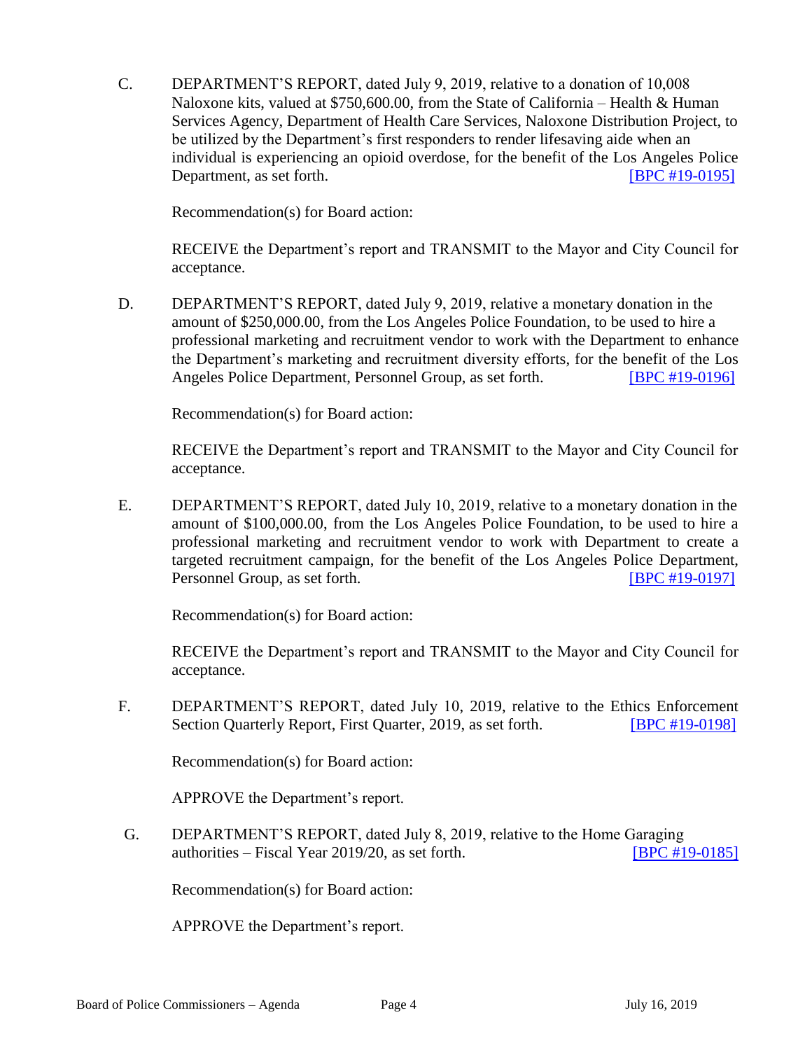C. DEPARTMENT'S REPORT, dated July 9, 2019, relative to a donation of 10,008 Naloxone kits, valued at $750,600.00, from the State of California – Health & Human Services Agency, Department of Health Care Services, Naloxone Distribution Project, to be utilized by the Department's first responders to render lifesaving aide when an individual is experiencing an opioid overdose, for the benefit of the Los Angeles Police Department, as set forth. [BPC #19-0195]

Recommendation(s) for Board action:

RECEIVE the Department's report and TRANSMIT to the Mayor and City Council for acceptance.

D. DEPARTMENT'S REPORT, dated July 9, 2019, relative a monetary donation in the amount of $250,000.00, from the Los Angeles Police Foundation, to be used to hire a professional marketing and recruitment vendor to work with the Department to enhance the Department's marketing and recruitment diversity efforts, for the benefit of the Los Angeles Police Department, Personnel Group, as set forth. [BPC #19-0196]

Recommendation(s) for Board action:

RECEIVE the Department's report and TRANSMIT to the Mayor and City Council for acceptance.

E. DEPARTMENT'S REPORT, dated July 10, 2019, relative to a monetary donation in the amount of $100,000.00, from the Los Angeles Police Foundation, to be used to hire a professional marketing and recruitment vendor to work with Department to create a targeted recruitment campaign, for the benefit of the Los Angeles Police Department, Personnel Group, as set forth. [BPC #19-0197]

Recommendation(s) for Board action:

RECEIVE the Department's report and TRANSMIT to the Mayor and City Council for acceptance.

F. DEPARTMENT'S REPORT, dated July 10, 2019, relative to the Ethics Enforcement Section Quarterly Report, First Quarter, 2019, as set forth. [BPC #19-0198]

Recommendation(s) for Board action:

APPROVE the Department's report.

G. DEPARTMENT'S REPORT, dated July 8, 2019, relative to the Home Garaging authorities – Fiscal Year 2019/20, as set forth. [BPC #19-0185]

Recommendation(s) for Board action:

APPROVE the Department's report.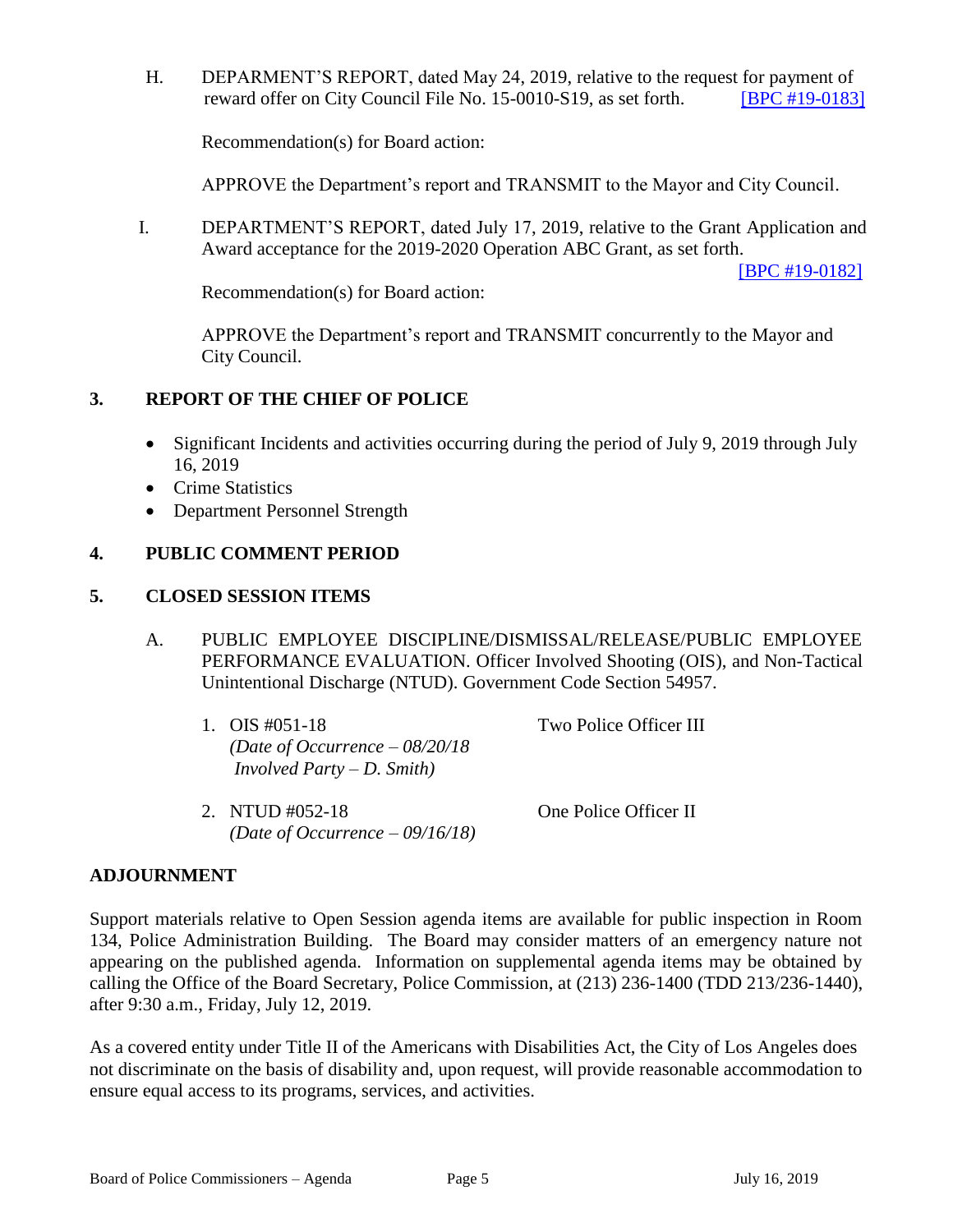H. DEPARMENT'S REPORT, dated May 24, 2019, relative to the request for payment of reward offer on City Council File No. 15-0010-S19, as set forth. [BPC #19-0183]

Recommendation(s) for Board action:

APPROVE the Department's report and TRANSMIT to the Mayor and City Council.

I. DEPARTMENT'S REPORT, dated July 17, 2019, relative to the Grant Application and Award acceptance for the 2019-2020 Operation ABC Grant, as set forth. [BPC #19-0182]

Recommendation(s) for Board action:

APPROVE the Department's report and TRANSMIT concurrently to the Mayor and City Council.

## 3. REPORT OF THE CHIEF OF POLICE

- Significant Incidents and activities occurring during the period of July 9, 2019 through July 16, 2019
- Crime Statistics
- Department Personnel Strength

## 4. PUBLIC COMMENT PERIOD

## 5. CLOSED SESSION ITEMS

A. PUBLIC EMPLOYEE DISCIPLINE/DISMISSAL/RELEASE/PUBLIC EMPLOYEE PERFORMANCE EVALUATION. Officer Involved Shooting (OIS), and Non-Tactical Unintentional Discharge (NTUD). Government Code Section 54957.

1. OIS #051-18 — Two Police Officer III
   *(Date of Occurrence – 08/20/18*
   *Involved Party – D. Smith)*

2. NTUD #052-18 — One Police Officer II
   *(Date of Occurrence – 09/16/18)*

## ADJOURNMENT

Support materials relative to Open Session agenda items are available for public inspection in Room 134, Police Administration Building. The Board may consider matters of an emergency nature not appearing on the published agenda. Information on supplemental agenda items may be obtained by calling the Office of the Board Secretary, Police Commission, at (213) 236-1400 (TDD 213/236-1440), after 9:30 a.m., Friday, July 12, 2019.

As a covered entity under Title II of the Americans with Disabilities Act, the City of Los Angeles does not discriminate on the basis of disability and, upon request, will provide reasonable accommodation to ensure equal access to its programs, services, and activities.